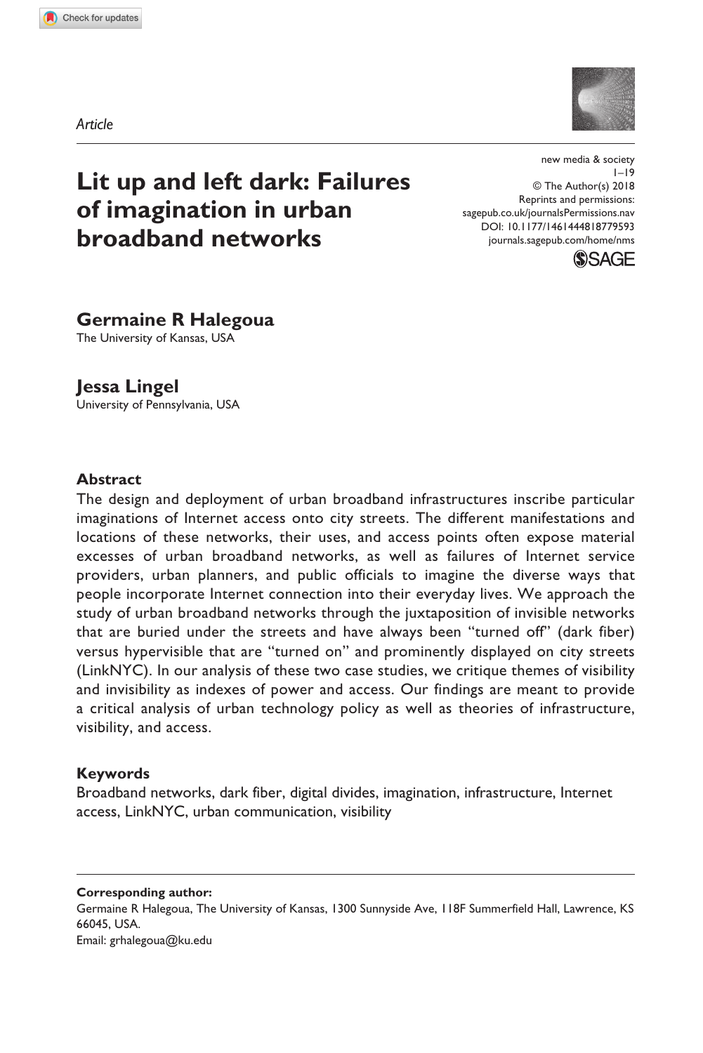*Article*

# Lit up and left dark: Failures of imagination in urban broadband networks

new media & society

© The Author(s) 2018

Reprints and permissions: sagepub.co.uk/journalsPermissions.nav

DOI: 10.1177/1461444818779593

journals.sagepub.com/home/nms

**Germaine R Halegoua**
The University of Kansas, USA

**Jessa Lingel**
University of Pennsylvania, USA

### Abstract

The design and deployment of urban broadband infrastructures inscribe particular imaginations of Internet access onto city streets. The different manifestations and locations of these networks, their uses, and access points often expose material excesses of urban broadband networks, as well as failures of Internet service providers, urban planners, and public officials to imagine the diverse ways that people incorporate Internet connection into their everyday lives. We approach the study of urban broadband networks through the juxtaposition of invisible networks that are buried under the streets and have always been "turned off" (dark fiber) versus hypervisible that are "turned on" and prominently displayed on city streets (LinkNYC). In our analysis of these two case studies, we critique themes of visibility and invisibility as indexes of power and access. Our findings are meant to provide a critical analysis of urban technology policy as well as theories of infrastructure, visibility, and access.

### Keywords

Broadband networks, dark fiber, digital divides, imagination, infrastructure, Internet access, LinkNYC, urban communication, visibility

**Corresponding author:**
Germaine R Halegoua, The University of Kansas, 1300 Sunnyside Ave, 118F Summerfield Hall, Lawrence, KS 66045, USA.
Email: grhalegoua@ku.edu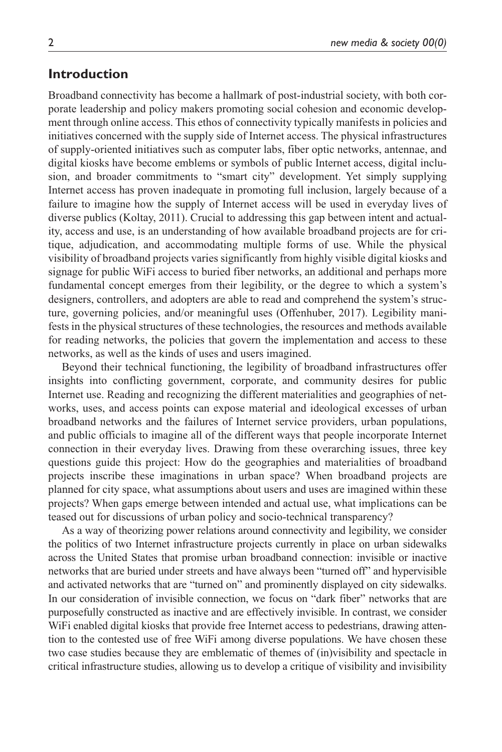## Introduction

Broadband connectivity has become a hallmark of post-industrial society, with both corporate leadership and policy makers promoting social cohesion and economic development through online access. This ethos of connectivity typically manifests in policies and initiatives concerned with the supply side of Internet access. The physical infrastructures of supply-oriented initiatives such as computer labs, fiber optic networks, antennae, and digital kiosks have become emblems or symbols of public Internet access, digital inclusion, and broader commitments to "smart city" development. Yet simply supplying Internet access has proven inadequate in promoting full inclusion, largely because of a failure to imagine how the supply of Internet access will be used in everyday lives of diverse publics (Koltay, 2011). Crucial to addressing this gap between intent and actuality, access and use, is an understanding of how available broadband projects are for critique, adjudication, and accommodating multiple forms of use. While the physical visibility of broadband projects varies significantly from highly visible digital kiosks and signage for public WiFi access to buried fiber networks, an additional and perhaps more fundamental concept emerges from their legibility, or the degree to which a system's designers, controllers, and adopters are able to read and comprehend the system's structure, governing policies, and/or meaningful uses (Offenhuber, 2017). Legibility manifests in the physical structures of these technologies, the resources and methods available for reading networks, the policies that govern the implementation and access to these networks, as well as the kinds of uses and users imagined.

Beyond their technical functioning, the legibility of broadband infrastructures offer insights into conflicting government, corporate, and community desires for public Internet use. Reading and recognizing the different materialities and geographies of networks, uses, and access points can expose material and ideological excesses of urban broadband networks and the failures of Internet service providers, urban populations, and public officials to imagine all of the different ways that people incorporate Internet connection in their everyday lives. Drawing from these overarching issues, three key questions guide this project: How do the geographies and materialities of broadband projects inscribe these imaginations in urban space? When broadband projects are planned for city space, what assumptions about users and uses are imagined within these projects? When gaps emerge between intended and actual use, what implications can be teased out for discussions of urban policy and socio-technical transparency?

As a way of theorizing power relations around connectivity and legibility, we consider the politics of two Internet infrastructure projects currently in place on urban sidewalks across the United States that promise urban broadband connection: invisible or inactive networks that are buried under streets and have always been "turned off" and hypervisible and activated networks that are "turned on" and prominently displayed on city sidewalks. In our consideration of invisible connection, we focus on "dark fiber" networks that are purposefully constructed as inactive and are effectively invisible. In contrast, we consider WiFi enabled digital kiosks that provide free Internet access to pedestrians, drawing attention to the contested use of free WiFi among diverse populations. We have chosen these two case studies because they are emblematic of themes of (in)visibility and spectacle in critical infrastructure studies, allowing us to develop a critique of visibility and invisibility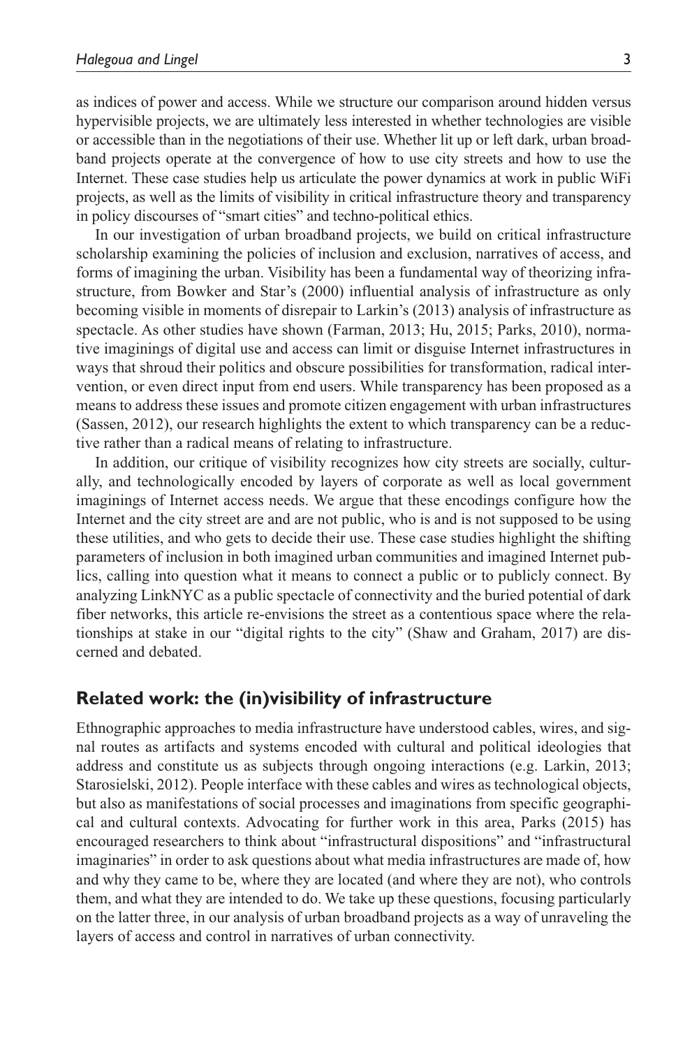as indices of power and access. While we structure our comparison around hidden versus hypervisible projects, we are ultimately less interested in whether technologies are visible or accessible than in the negotiations of their use. Whether lit up or left dark, urban broadband projects operate at the convergence of how to use city streets and how to use the Internet. These case studies help us articulate the power dynamics at work in public WiFi projects, as well as the limits of visibility in critical infrastructure theory and transparency in policy discourses of "smart cities" and techno-political ethics.

In our investigation of urban broadband projects, we build on critical infrastructure scholarship examining the policies of inclusion and exclusion, narratives of access, and forms of imagining the urban. Visibility has been a fundamental way of theorizing infrastructure, from Bowker and Star's (2000) influential analysis of infrastructure as only becoming visible in moments of disrepair to Larkin's (2013) analysis of infrastructure as spectacle. As other studies have shown (Farman, 2013; Hu, 2015; Parks, 2010), normative imaginings of digital use and access can limit or disguise Internet infrastructures in ways that shroud their politics and obscure possibilities for transformation, radical intervention, or even direct input from end users. While transparency has been proposed as a means to address these issues and promote citizen engagement with urban infrastructures (Sassen, 2012), our research highlights the extent to which transparency can be a reductive rather than a radical means of relating to infrastructure.

In addition, our critique of visibility recognizes how city streets are socially, culturally, and technologically encoded by layers of corporate as well as local government imaginings of Internet access needs. We argue that these encodings configure how the Internet and the city street are and are not public, who is and is not supposed to be using these utilities, and who gets to decide their use. These case studies highlight the shifting parameters of inclusion in both imagined urban communities and imagined Internet publics, calling into question what it means to connect a public or to publicly connect. By analyzing LinkNYC as a public spectacle of connectivity and the buried potential of dark fiber networks, this article re-envisions the street as a contentious space where the relationships at stake in our "digital rights to the city" (Shaw and Graham, 2017) are discerned and debated.

## Related work: the (in)visibility of infrastructure

Ethnographic approaches to media infrastructure have understood cables, wires, and signal routes as artifacts and systems encoded with cultural and political ideologies that address and constitute us as subjects through ongoing interactions (e.g. Larkin, 2013; Starosielski, 2012). People interface with these cables and wires as technological objects, but also as manifestations of social processes and imaginations from specific geographical and cultural contexts. Advocating for further work in this area, Parks (2015) has encouraged researchers to think about "infrastructural dispositions" and "infrastructural imaginaries" in order to ask questions about what media infrastructures are made of, how and why they came to be, where they are located (and where they are not), who controls them, and what they are intended to do. We take up these questions, focusing particularly on the latter three, in our analysis of urban broadband projects as a way of unraveling the layers of access and control in narratives of urban connectivity.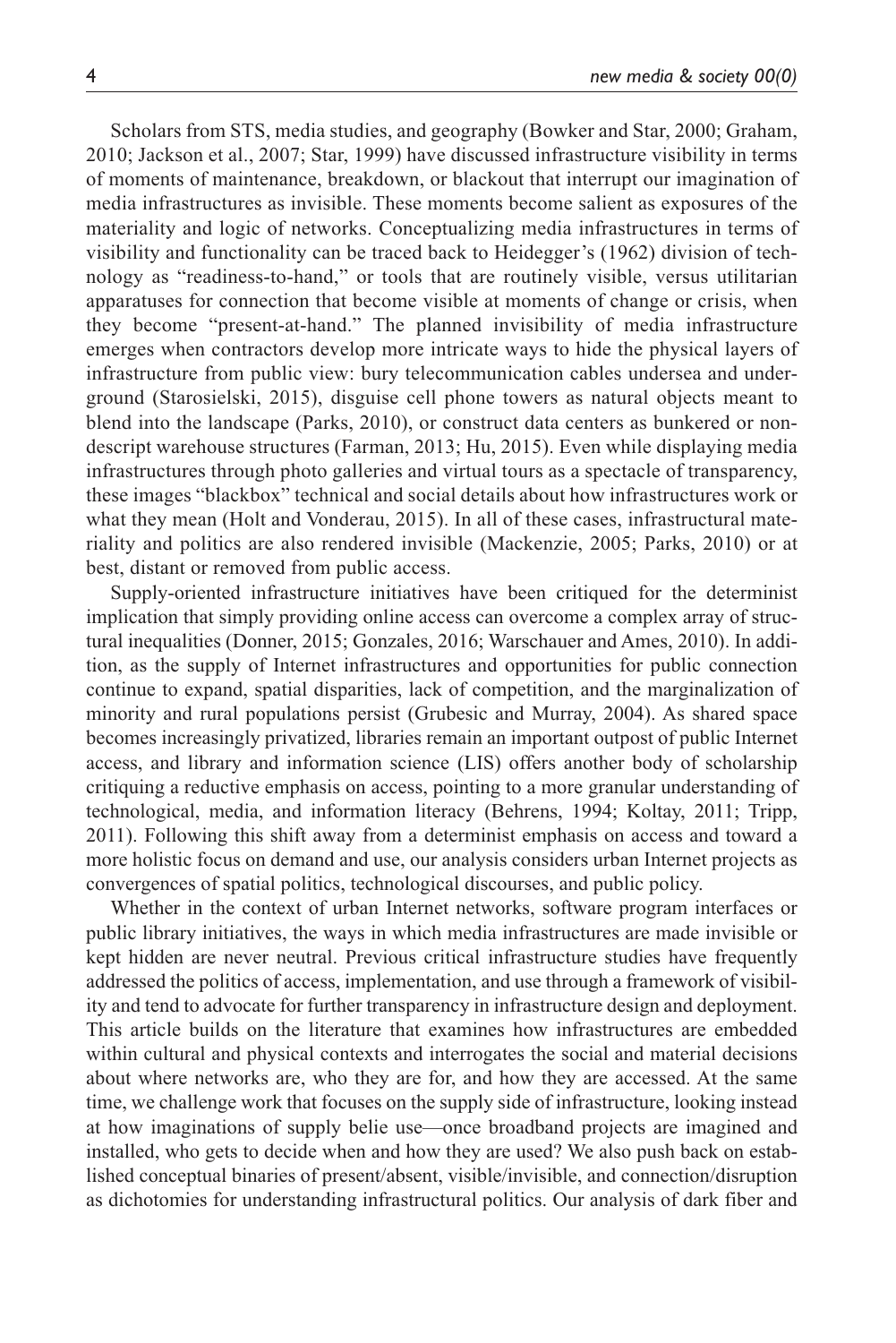Scholars from STS, media studies, and geography (Bowker and Star, 2000; Graham, 2010; Jackson et al., 2007; Star, 1999) have discussed infrastructure visibility in terms of moments of maintenance, breakdown, or blackout that interrupt our imagination of media infrastructures as invisible. These moments become salient as exposures of the materiality and logic of networks. Conceptualizing media infrastructures in terms of visibility and functionality can be traced back to Heidegger's (1962) division of technology as "readiness-to-hand," or tools that are routinely visible, versus utilitarian apparatuses for connection that become visible at moments of change or crisis, when they become "present-at-hand." The planned invisibility of media infrastructure emerges when contractors develop more intricate ways to hide the physical layers of infrastructure from public view: bury telecommunication cables undersea and underground (Starosielski, 2015), disguise cell phone towers as natural objects meant to blend into the landscape (Parks, 2010), or construct data centers as bunkered or nondescript warehouse structures (Farman, 2013; Hu, 2015). Even while displaying media infrastructures through photo galleries and virtual tours as a spectacle of transparency, these images "blackbox" technical and social details about how infrastructures work or what they mean (Holt and Vonderau, 2015). In all of these cases, infrastructural materiality and politics are also rendered invisible (Mackenzie, 2005; Parks, 2010) or at best, distant or removed from public access.

Supply-oriented infrastructure initiatives have been critiqued for the determinist implication that simply providing online access can overcome a complex array of structural inequalities (Donner, 2015; Gonzales, 2016; Warschauer and Ames, 2010). In addition, as the supply of Internet infrastructures and opportunities for public connection continue to expand, spatial disparities, lack of competition, and the marginalization of minority and rural populations persist (Grubesic and Murray, 2004). As shared space becomes increasingly privatized, libraries remain an important outpost of public Internet access, and library and information science (LIS) offers another body of scholarship critiquing a reductive emphasis on access, pointing to a more granular understanding of technological, media, and information literacy (Behrens, 1994; Koltay, 2011; Tripp, 2011). Following this shift away from a determinist emphasis on access and toward a more holistic focus on demand and use, our analysis considers urban Internet projects as convergences of spatial politics, technological discourses, and public policy.

Whether in the context of urban Internet networks, software program interfaces or public library initiatives, the ways in which media infrastructures are made invisible or kept hidden are never neutral. Previous critical infrastructure studies have frequently addressed the politics of access, implementation, and use through a framework of visibility and tend to advocate for further transparency in infrastructure design and deployment. This article builds on the literature that examines how infrastructures are embedded within cultural and physical contexts and interrogates the social and material decisions about where networks are, who they are for, and how they are accessed. At the same time, we challenge work that focuses on the supply side of infrastructure, looking instead at how imaginations of supply belie use—once broadband projects are imagined and installed, who gets to decide when and how they are used? We also push back on established conceptual binaries of present/absent, visible/invisible, and connection/disruption as dichotomies for understanding infrastructural politics. Our analysis of dark fiber and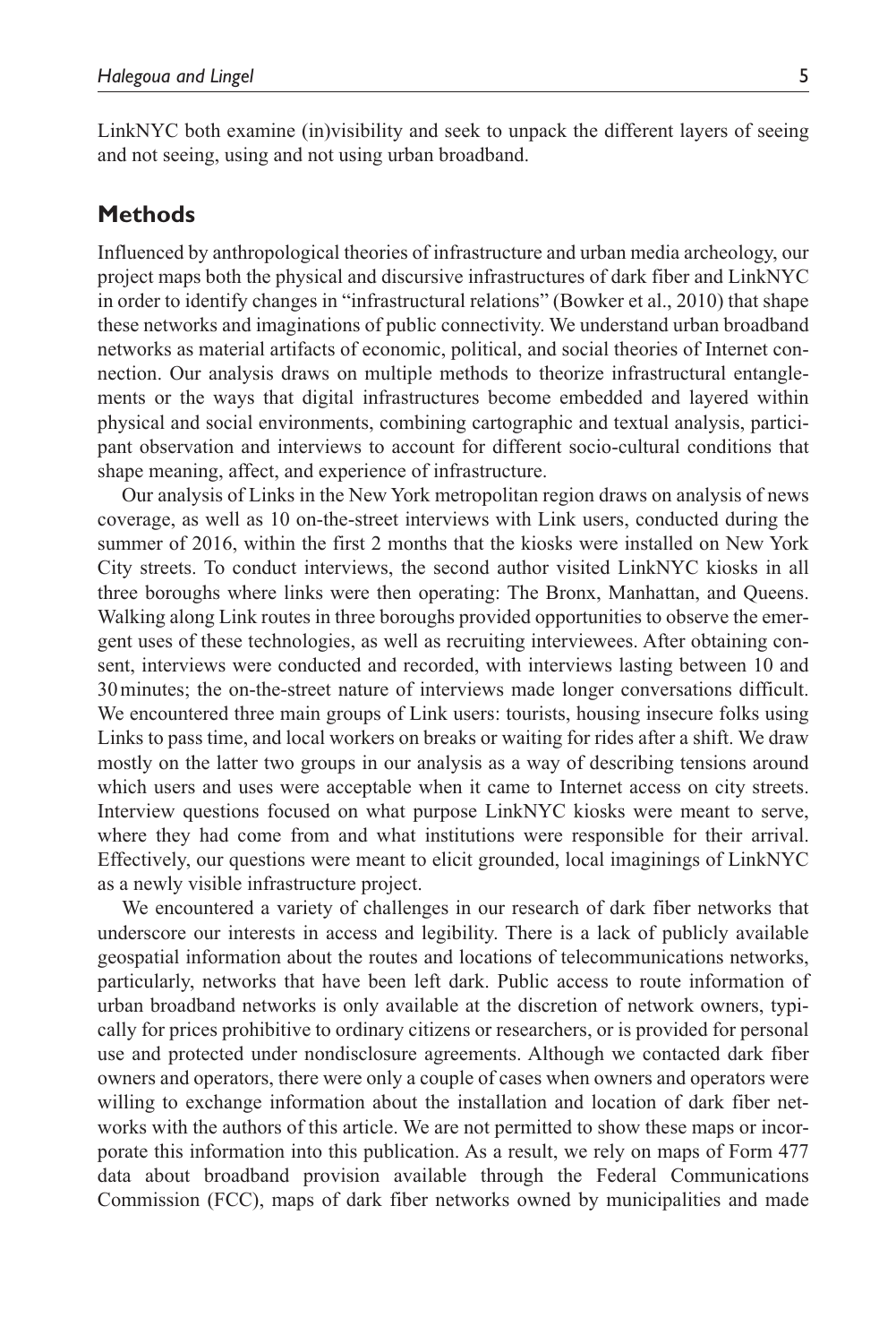LinkNYC both examine (in)visibility and seek to unpack the different layers of seeing and not seeing, using and not using urban broadband.

## Methods

Influenced by anthropological theories of infrastructure and urban media archeology, our project maps both the physical and discursive infrastructures of dark fiber and LinkNYC in order to identify changes in "infrastructural relations" (Bowker et al., 2010) that shape these networks and imaginations of public connectivity. We understand urban broadband networks as material artifacts of economic, political, and social theories of Internet connection. Our analysis draws on multiple methods to theorize infrastructural entanglements or the ways that digital infrastructures become embedded and layered within physical and social environments, combining cartographic and textual analysis, participant observation and interviews to account for different socio-cultural conditions that shape meaning, affect, and experience of infrastructure.

Our analysis of Links in the New York metropolitan region draws on analysis of news coverage, as well as 10 on-the-street interviews with Link users, conducted during the summer of 2016, within the first 2 months that the kiosks were installed on New York City streets. To conduct interviews, the second author visited LinkNYC kiosks in all three boroughs where links were then operating: The Bronx, Manhattan, and Queens. Walking along Link routes in three boroughs provided opportunities to observe the emergent uses of these technologies, as well as recruiting interviewees. After obtaining consent, interviews were conducted and recorded, with interviews lasting between 10 and 30 minutes; the on-the-street nature of interviews made longer conversations difficult. We encountered three main groups of Link users: tourists, housing insecure folks using Links to pass time, and local workers on breaks or waiting for rides after a shift. We draw mostly on the latter two groups in our analysis as a way of describing tensions around which users and uses were acceptable when it came to Internet access on city streets. Interview questions focused on what purpose LinkNYC kiosks were meant to serve, where they had come from and what institutions were responsible for their arrival. Effectively, our questions were meant to elicit grounded, local imaginings of LinkNYC as a newly visible infrastructure project.

We encountered a variety of challenges in our research of dark fiber networks that underscore our interests in access and legibility. There is a lack of publicly available geospatial information about the routes and locations of telecommunications networks, particularly, networks that have been left dark. Public access to route information of urban broadband networks is only available at the discretion of network owners, typically for prices prohibitive to ordinary citizens or researchers, or is provided for personal use and protected under nondisclosure agreements. Although we contacted dark fiber owners and operators, there were only a couple of cases when owners and operators were willing to exchange information about the installation and location of dark fiber networks with the authors of this article. We are not permitted to show these maps or incorporate this information into this publication. As a result, we rely on maps of Form 477 data about broadband provision available through the Federal Communications Commission (FCC), maps of dark fiber networks owned by municipalities and made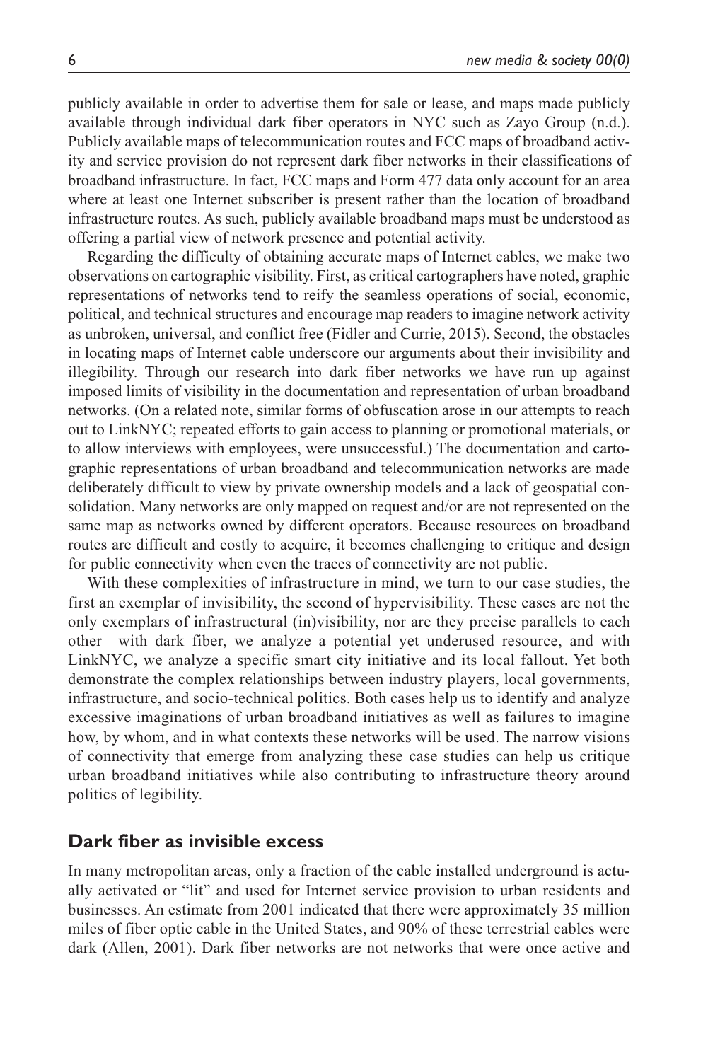publicly available in order to advertise them for sale or lease, and maps made publicly available through individual dark fiber operators in NYC such as Zayo Group (n.d.). Publicly available maps of telecommunication routes and FCC maps of broadband activity and service provision do not represent dark fiber networks in their classifications of broadband infrastructure. In fact, FCC maps and Form 477 data only account for an area where at least one Internet subscriber is present rather than the location of broadband infrastructure routes. As such, publicly available broadband maps must be understood as offering a partial view of network presence and potential activity.

Regarding the difficulty of obtaining accurate maps of Internet cables, we make two observations on cartographic visibility. First, as critical cartographers have noted, graphic representations of networks tend to reify the seamless operations of social, economic, political, and technical structures and encourage map readers to imagine network activity as unbroken, universal, and conflict free (Fidler and Currie, 2015). Second, the obstacles in locating maps of Internet cable underscore our arguments about their invisibility and illegibility. Through our research into dark fiber networks we have run up against imposed limits of visibility in the documentation and representation of urban broadband networks. (On a related note, similar forms of obfuscation arose in our attempts to reach out to LinkNYC; repeated efforts to gain access to planning or promotional materials, or to allow interviews with employees, were unsuccessful.) The documentation and cartographic representations of urban broadband and telecommunication networks are made deliberately difficult to view by private ownership models and a lack of geospatial consolidation. Many networks are only mapped on request and/or are not represented on the same map as networks owned by different operators. Because resources on broadband routes are difficult and costly to acquire, it becomes challenging to critique and design for public connectivity when even the traces of connectivity are not public.

With these complexities of infrastructure in mind, we turn to our case studies, the first an exemplar of invisibility, the second of hypervisibility. These cases are not the only exemplars of infrastructural (in)visibility, nor are they precise parallels to each other—with dark fiber, we analyze a potential yet underused resource, and with LinkNYC, we analyze a specific smart city initiative and its local fallout. Yet both demonstrate the complex relationships between industry players, local governments, infrastructure, and socio-technical politics. Both cases help us to identify and analyze excessive imaginations of urban broadband initiatives as well as failures to imagine how, by whom, and in what contexts these networks will be used. The narrow visions of connectivity that emerge from analyzing these case studies can help us critique urban broadband initiatives while also contributing to infrastructure theory around politics of legibility.

## Dark fiber as invisible excess

In many metropolitan areas, only a fraction of the cable installed underground is actually activated or "lit" and used for Internet service provision to urban residents and businesses. An estimate from 2001 indicated that there were approximately 35 million miles of fiber optic cable in the United States, and 90% of these terrestrial cables were dark (Allen, 2001). Dark fiber networks are not networks that were once active and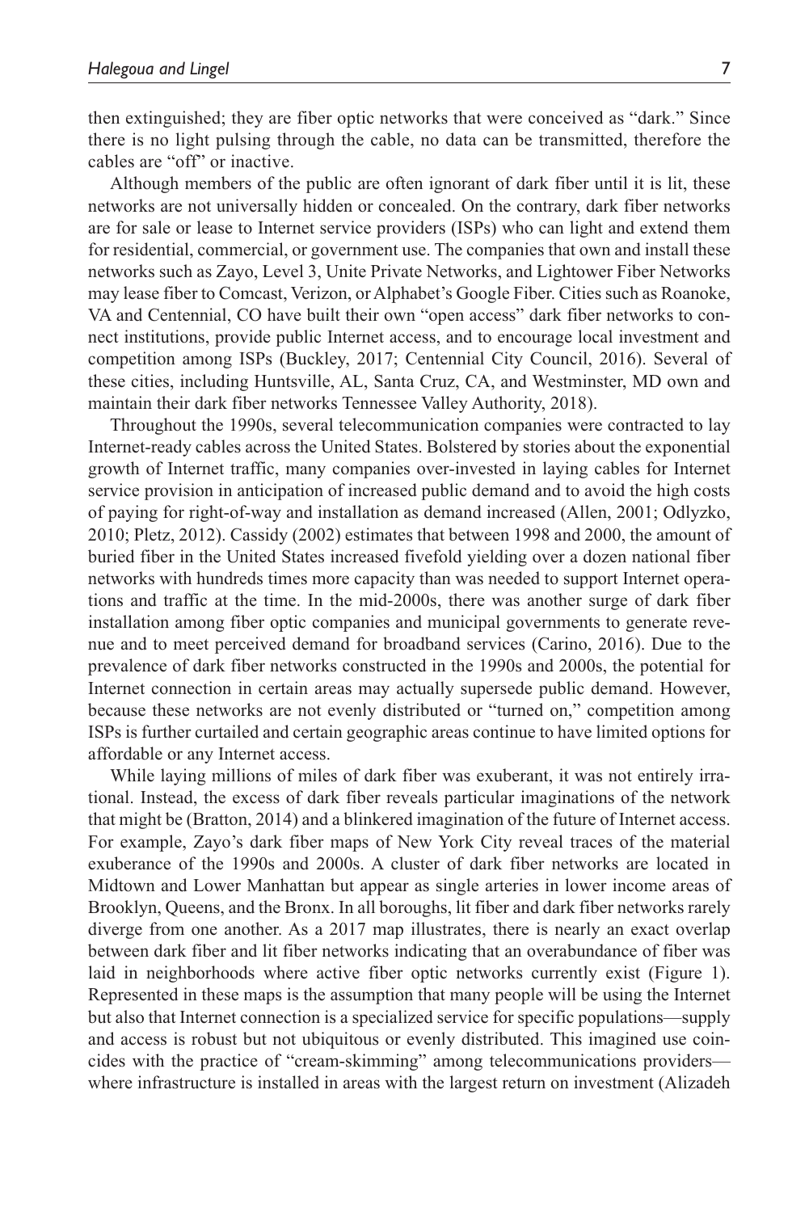then extinguished; they are fiber optic networks that were conceived as "dark." Since there is no light pulsing through the cable, no data can be transmitted, therefore the cables are "off" or inactive.

Although members of the public are often ignorant of dark fiber until it is lit, these networks are not universally hidden or concealed. On the contrary, dark fiber networks are for sale or lease to Internet service providers (ISPs) who can light and extend them for residential, commercial, or government use. The companies that own and install these networks such as Zayo, Level 3, Unite Private Networks, and Lightower Fiber Networks may lease fiber to Comcast, Verizon, or Alphabet's Google Fiber. Cities such as Roanoke, VA and Centennial, CO have built their own "open access" dark fiber networks to connect institutions, provide public Internet access, and to encourage local investment and competition among ISPs (Buckley, 2017; Centennial City Council, 2016). Several of these cities, including Huntsville, AL, Santa Cruz, CA, and Westminster, MD own and maintain their dark fiber networks Tennessee Valley Authority, 2018).

Throughout the 1990s, several telecommunication companies were contracted to lay Internet-ready cables across the United States. Bolstered by stories about the exponential growth of Internet traffic, many companies over-invested in laying cables for Internet service provision in anticipation of increased public demand and to avoid the high costs of paying for right-of-way and installation as demand increased (Allen, 2001; Odlyzko, 2010; Pletz, 2012). Cassidy (2002) estimates that between 1998 and 2000, the amount of buried fiber in the United States increased fivefold yielding over a dozen national fiber networks with hundreds times more capacity than was needed to support Internet operations and traffic at the time. In the mid-2000s, there was another surge of dark fiber installation among fiber optic companies and municipal governments to generate revenue and to meet perceived demand for broadband services (Carino, 2016). Due to the prevalence of dark fiber networks constructed in the 1990s and 2000s, the potential for Internet connection in certain areas may actually supersede public demand. However, because these networks are not evenly distributed or "turned on," competition among ISPs is further curtailed and certain geographic areas continue to have limited options for affordable or any Internet access.

While laying millions of miles of dark fiber was exuberant, it was not entirely irrational. Instead, the excess of dark fiber reveals particular imaginations of the network that might be (Bratton, 2014) and a blinkered imagination of the future of Internet access. For example, Zayo's dark fiber maps of New York City reveal traces of the material exuberance of the 1990s and 2000s. A cluster of dark fiber networks are located in Midtown and Lower Manhattan but appear as single arteries in lower income areas of Brooklyn, Queens, and the Bronx. In all boroughs, lit fiber and dark fiber networks rarely diverge from one another. As a 2017 map illustrates, there is nearly an exact overlap between dark fiber and lit fiber networks indicating that an overabundance of fiber was laid in neighborhoods where active fiber optic networks currently exist (Figure 1). Represented in these maps is the assumption that many people will be using the Internet but also that Internet connection is a specialized service for specific populations—supply and access is robust but not ubiquitous or evenly distributed. This imagined use coincides with the practice of "cream-skimming" among telecommunications providers—where infrastructure is installed in areas with the largest return on investment (Alizadeh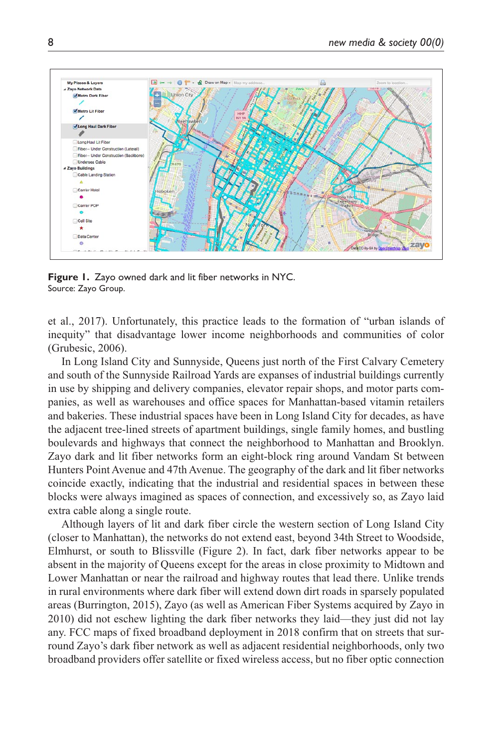**Figure 1.** Zayo owned dark and lit fiber networks in NYC.
Source: Zayo Group.

et al., 2017). Unfortunately, this practice leads to the formation of "urban islands of inequity" that disadvantage lower income neighborhoods and communities of color (Grubesic, 2006).

In Long Island City and Sunnyside, Queens just north of the First Calvary Cemetery and south of the Sunnyside Railroad Yards are expanses of industrial buildings currently in use by shipping and delivery companies, elevator repair shops, and motor parts companies, as well as warehouses and office spaces for Manhattan-based vitamin retailers and bakeries. These industrial spaces have been in Long Island City for decades, as have the adjacent tree-lined streets of apartment buildings, single family homes, and bustling boulevards and highways that connect the neighborhood to Manhattan and Brooklyn. Zayo dark and lit fiber networks form an eight-block ring around Vandam St between Hunters Point Avenue and 47th Avenue. The geography of the dark and lit fiber networks coincide exactly, indicating that the industrial and residential spaces in between these blocks were always imagined as spaces of connection, and excessively so, as Zayo laid extra cable along a single route.

Although layers of lit and dark fiber circle the western section of Long Island City (closer to Manhattan), the networks do not extend east, beyond 34th Street to Woodside, Elmhurst, or south to Blissville (Figure 2). In fact, dark fiber networks appear to be absent in the majority of Queens except for the areas in close proximity to Midtown and Lower Manhattan or near the railroad and highway routes that lead there. Unlike trends in rural environments where dark fiber will extend down dirt roads in sparsely populated areas (Burrington, 2015), Zayo (as well as American Fiber Systems acquired by Zayo in 2010) did not eschew lighting the dark fiber networks they laid—they just did not lay any. FCC maps of fixed broadband deployment in 2018 confirm that on streets that surround Zayo's dark fiber network as well as adjacent residential neighborhoods, only two broadband providers offer satellite or fixed wireless access, but no fiber optic connection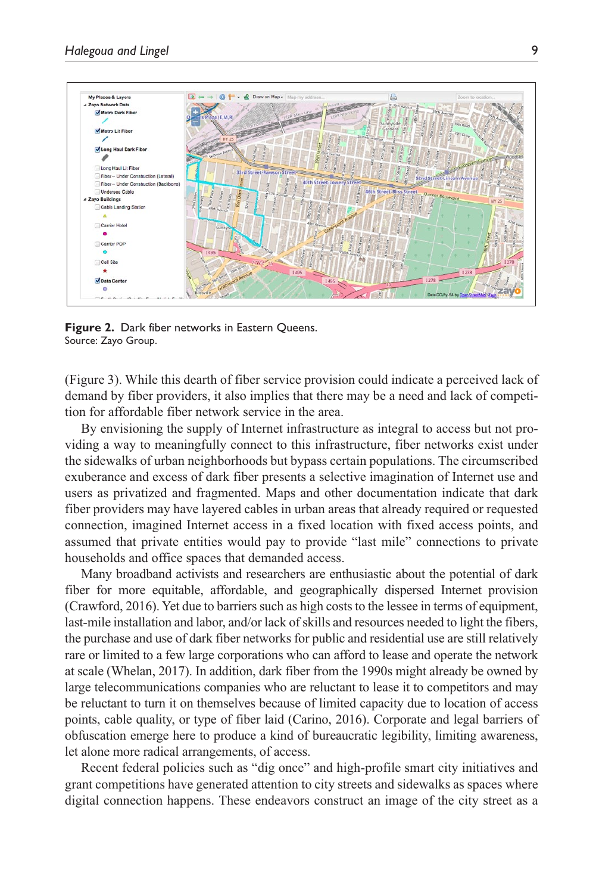**Figure 2.** Dark fiber networks in Eastern Queens.
Source: Zayo Group.

(Figure 3). While this dearth of fiber service provision could indicate a perceived lack of demand by fiber providers, it also implies that there may be a need and lack of competition for affordable fiber network service in the area.

By envisioning the supply of Internet infrastructure as integral to access but not providing a way to meaningfully connect to this infrastructure, fiber networks exist under the sidewalks of urban neighborhoods but bypass certain populations. The circumscribed exuberance and excess of dark fiber presents a selective imagination of Internet use and users as privatized and fragmented. Maps and other documentation indicate that dark fiber providers may have layered cables in urban areas that already required or requested connection, imagined Internet access in a fixed location with fixed access points, and assumed that private entities would pay to provide "last mile" connections to private households and office spaces that demanded access.

Many broadband activists and researchers are enthusiastic about the potential of dark fiber for more equitable, affordable, and geographically dispersed Internet provision (Crawford, 2016). Yet due to barriers such as high costs to the lessee in terms of equipment, last-mile installation and labor, and/or lack of skills and resources needed to light the fibers, the purchase and use of dark fiber networks for public and residential use are still relatively rare or limited to a few large corporations who can afford to lease and operate the network at scale (Whelan, 2017). In addition, dark fiber from the 1990s might already be owned by large telecommunications companies who are reluctant to lease it to competitors and may be reluctant to turn it on themselves because of limited capacity due to location of access points, cable quality, or type of fiber laid (Carino, 2016). Corporate and legal barriers of obfuscation emerge here to produce a kind of bureaucratic legibility, limiting awareness, let alone more radical arrangements, of access.

Recent federal policies such as "dig once" and high-profile smart city initiatives and grant competitions have generated attention to city streets and sidewalks as spaces where digital connection happens. These endeavors construct an image of the city street as a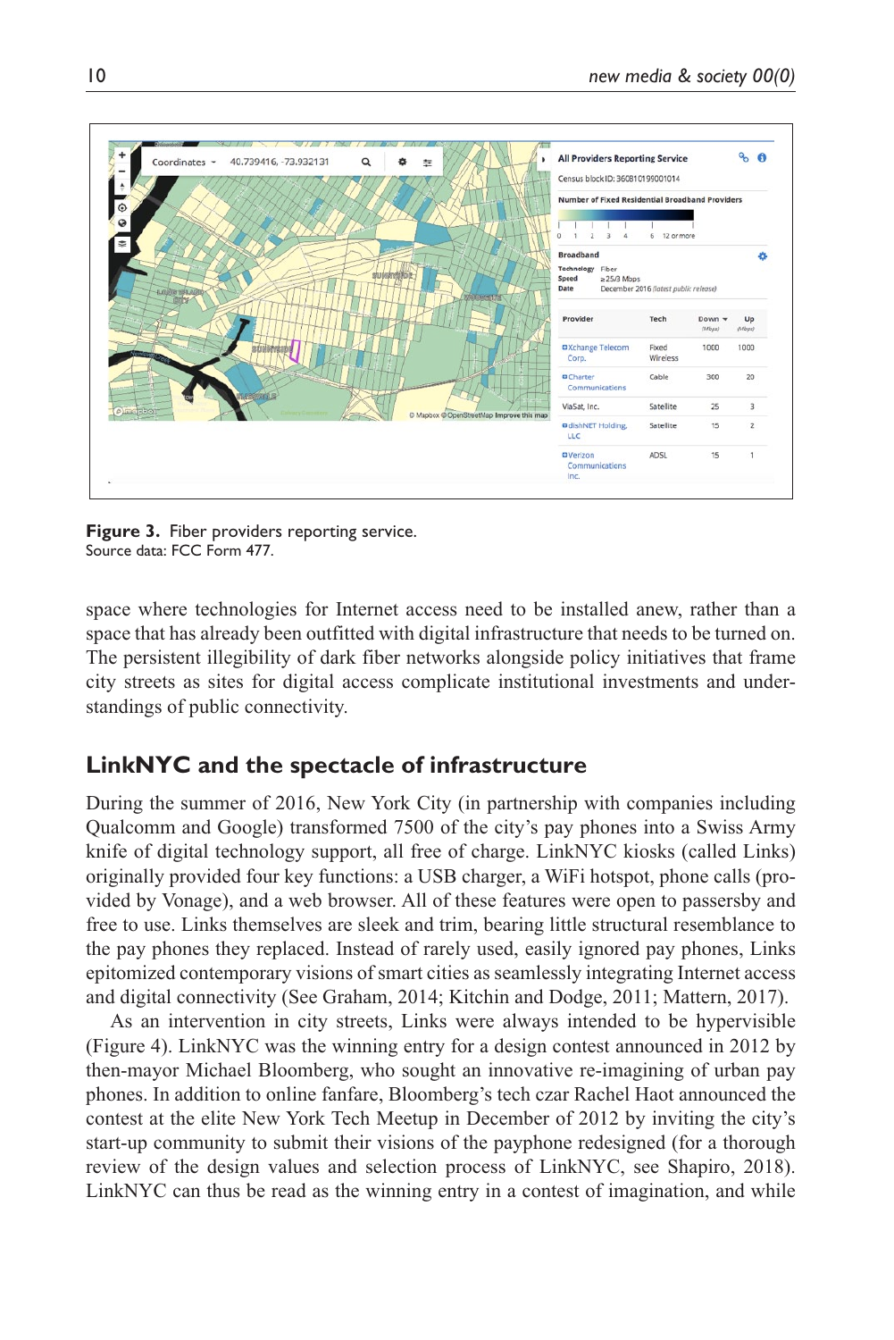**Figure 3.** Fiber providers reporting service.
Source data: FCC Form 477.

space where technologies for Internet access need to be installed anew, rather than a space that has already been outfitted with digital infrastructure that needs to be turned on. The persistent illegibility of dark fiber networks alongside policy initiatives that frame city streets as sites for digital access complicate institutional investments and understandings of public connectivity.

## LinkNYC and the spectacle of infrastructure

During the summer of 2016, New York City (in partnership with companies including Qualcomm and Google) transformed 7500 of the city's pay phones into a Swiss Army knife of digital technology support, all free of charge. LinkNYC kiosks (called Links) originally provided four key functions: a USB charger, a WiFi hotspot, phone calls (provided by Vonage), and a web browser. All of these features were open to passersby and free to use. Links themselves are sleek and trim, bearing little structural resemblance to the pay phones they replaced. Instead of rarely used, easily ignored pay phones, Links epitomized contemporary visions of smart cities as seamlessly integrating Internet access and digital connectivity (See Graham, 2014; Kitchin and Dodge, 2011; Mattern, 2017).

As an intervention in city streets, Links were always intended to be hypervisible (Figure 4). LinkNYC was the winning entry for a design contest announced in 2012 by then-mayor Michael Bloomberg, who sought an innovative re-imagining of urban pay phones. In addition to online fanfare, Bloomberg's tech czar Rachel Haot announced the contest at the elite New York Tech Meetup in December of 2012 by inviting the city's start-up community to submit their visions of the payphone redesigned (for a thorough review of the design values and selection process of LinkNYC, see Shapiro, 2018). LinkNYC can thus be read as the winning entry in a contest of imagination, and while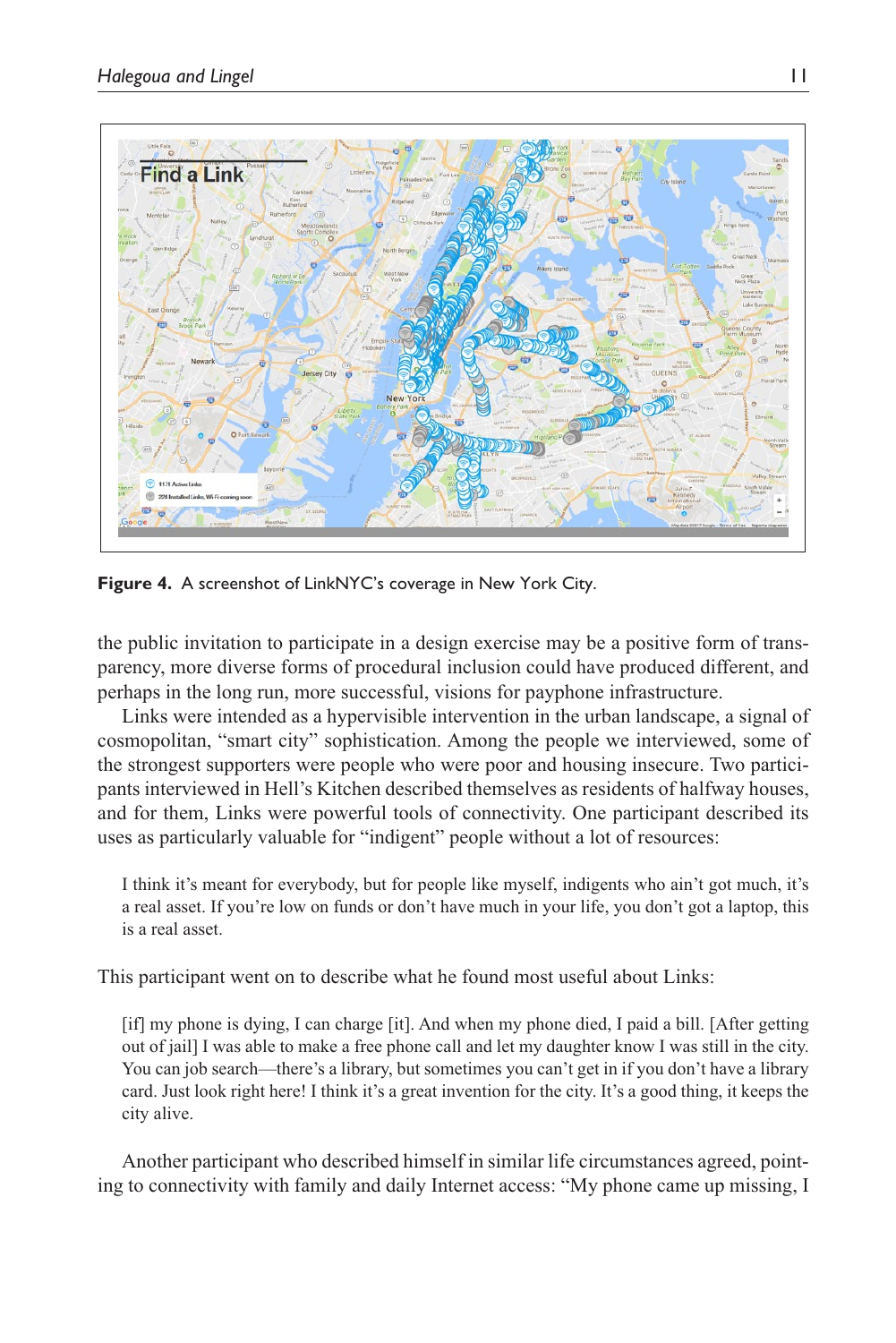**Figure 4.** A screenshot of LinkNYC's coverage in New York City.

the public invitation to participate in a design exercise may be a positive form of transparency, more diverse forms of procedural inclusion could have produced different, and perhaps in the long run, more successful, visions for payphone infrastructure.

Links were intended as a hypervisible intervention in the urban landscape, a signal of cosmopolitan, "smart city" sophistication. Among the people we interviewed, some of the strongest supporters were people who were poor and housing insecure. Two participants interviewed in Hell's Kitchen described themselves as residents of halfway houses, and for them, Links were powerful tools of connectivity. One participant described its uses as particularly valuable for "indigent" people without a lot of resources:

> I think it's meant for everybody, but for people like myself, indigents who ain't got much, it's a real asset. If you're low on funds or don't have much in your life, you don't got a laptop, this is a real asset.

This participant went on to describe what he found most useful about Links:

> [if] my phone is dying, I can charge [it]. And when my phone died, I paid a bill. [After getting out of jail] I was able to make a free phone call and let my daughter know I was still in the city. You can job search—there's a library, but sometimes you can't get in if you don't have a library card. Just look right here! I think it's a great invention for the city. It's a good thing, it keeps the city alive.

Another participant who described himself in similar life circumstances agreed, pointing to connectivity with family and daily Internet access: "My phone came up missing, I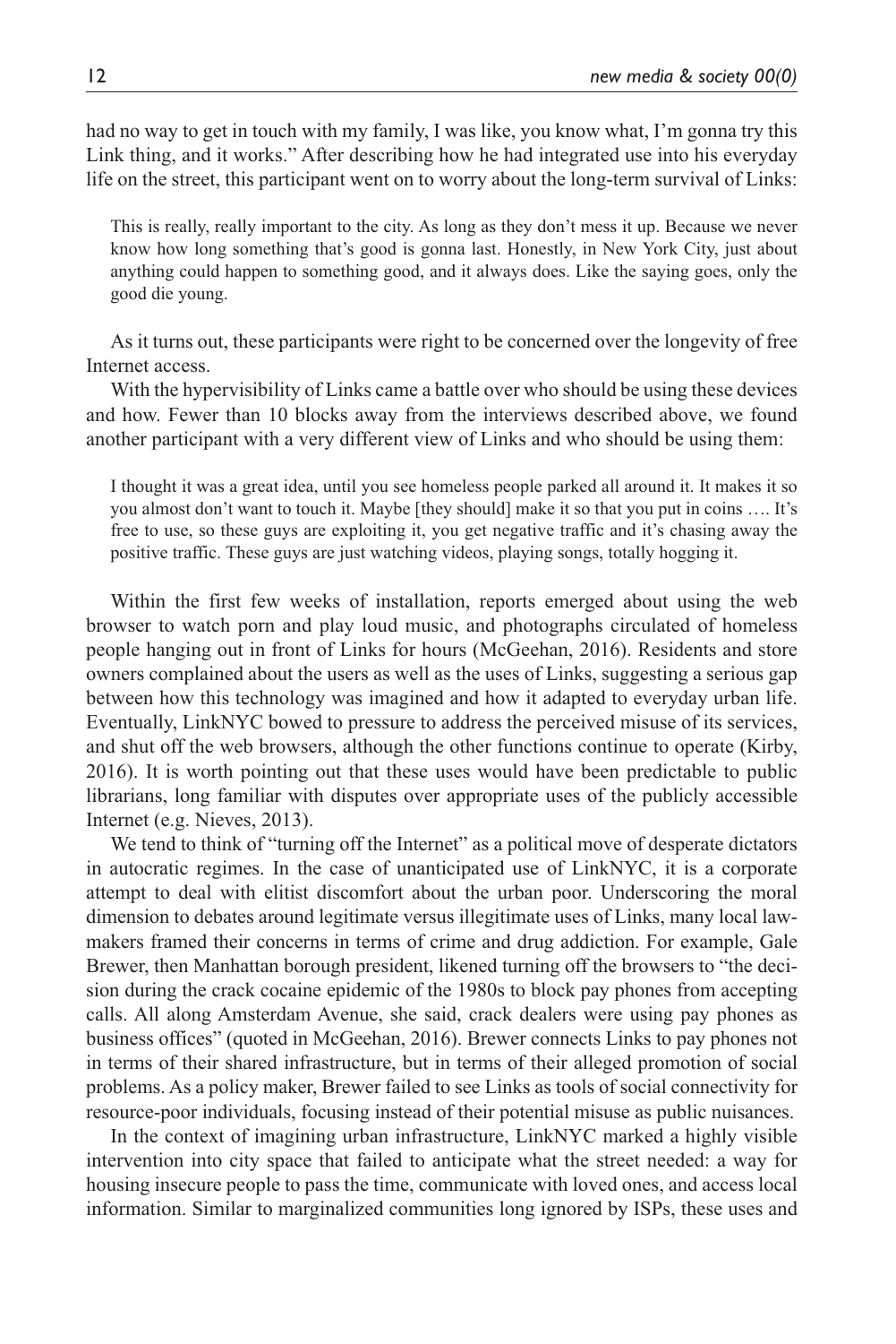had no way to get in touch with my family, I was like, you know what, I'm gonna try this Link thing, and it works." After describing how he had integrated use into his everyday life on the street, this participant went on to worry about the long-term survival of Links:

> This is really, really important to the city. As long as they don't mess it up. Because we never know how long something that's good is gonna last. Honestly, in New York City, just about anything could happen to something good, and it always does. Like the saying goes, only the good die young.

As it turns out, these participants were right to be concerned over the longevity of free Internet access.

With the hypervisibility of Links came a battle over who should be using these devices and how. Fewer than 10 blocks away from the interviews described above, we found another participant with a very different view of Links and who should be using them:

> I thought it was a great idea, until you see homeless people parked all around it. It makes it so you almost don't want to touch it. Maybe [they should] make it so that you put in coins …. It's free to use, so these guys are exploiting it, you get negative traffic and it's chasing away the positive traffic. These guys are just watching videos, playing songs, totally hogging it.

Within the first few weeks of installation, reports emerged about using the web browser to watch porn and play loud music, and photographs circulated of homeless people hanging out in front of Links for hours (McGeehan, 2016). Residents and store owners complained about the users as well as the uses of Links, suggesting a serious gap between how this technology was imagined and how it adapted to everyday urban life. Eventually, LinkNYC bowed to pressure to address the perceived misuse of its services, and shut off the web browsers, although the other functions continue to operate (Kirby, 2016). It is worth pointing out that these uses would have been predictable to public librarians, long familiar with disputes over appropriate uses of the publicly accessible Internet (e.g. Nieves, 2013).

We tend to think of "turning off the Internet" as a political move of desperate dictators in autocratic regimes. In the case of unanticipated use of LinkNYC, it is a corporate attempt to deal with elitist discomfort about the urban poor. Underscoring the moral dimension to debates around legitimate versus illegitimate uses of Links, many local lawmakers framed their concerns in terms of crime and drug addiction. For example, Gale Brewer, then Manhattan borough president, likened turning off the browsers to "the decision during the crack cocaine epidemic of the 1980s to block pay phones from accepting calls. All along Amsterdam Avenue, she said, crack dealers were using pay phones as business offices" (quoted in McGeehan, 2016). Brewer connects Links to pay phones not in terms of their shared infrastructure, but in terms of their alleged promotion of social problems. As a policy maker, Brewer failed to see Links as tools of social connectivity for resource-poor individuals, focusing instead of their potential misuse as public nuisances.

In the context of imagining urban infrastructure, LinkNYC marked a highly visible intervention into city space that failed to anticipate what the street needed: a way for housing insecure people to pass the time, communicate with loved ones, and access local information. Similar to marginalized communities long ignored by ISPs, these uses and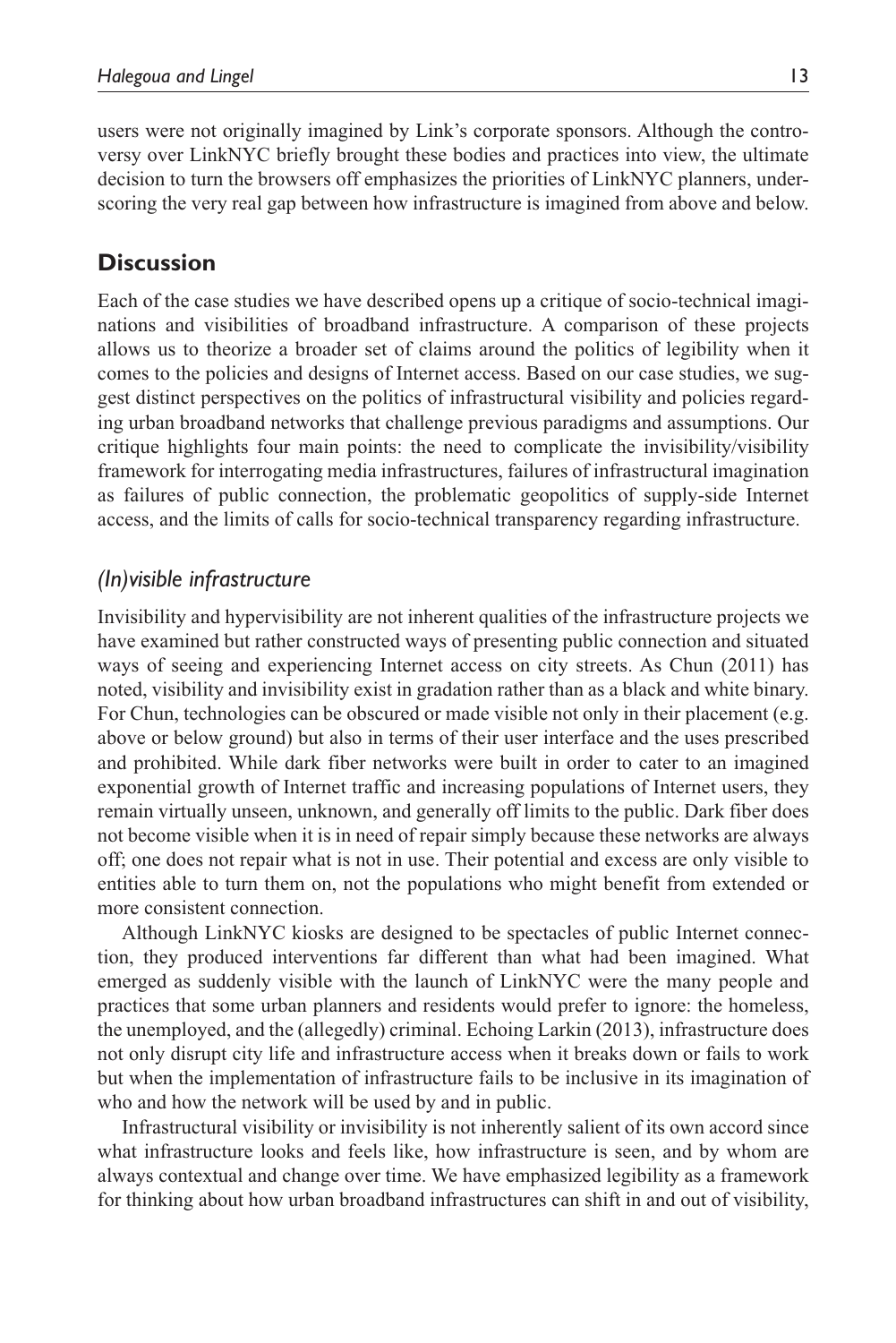users were not originally imagined by Link's corporate sponsors. Although the controversy over LinkNYC briefly brought these bodies and practices into view, the ultimate decision to turn the browsers off emphasizes the priorities of LinkNYC planners, underscoring the very real gap between how infrastructure is imagined from above and below.

## Discussion

Each of the case studies we have described opens up a critique of socio-technical imaginations and visibilities of broadband infrastructure. A comparison of these projects allows us to theorize a broader set of claims around the politics of legibility when it comes to the policies and designs of Internet access. Based on our case studies, we suggest distinct perspectives on the politics of infrastructural visibility and policies regarding urban broadband networks that challenge previous paradigms and assumptions. Our critique highlights four main points: the need to complicate the invisibility/visibility framework for interrogating media infrastructures, failures of infrastructural imagination as failures of public connection, the problematic geopolitics of supply-side Internet access, and the limits of calls for socio-technical transparency regarding infrastructure.

### *(In)visible infrastructure*

Invisibility and hypervisibility are not inherent qualities of the infrastructure projects we have examined but rather constructed ways of presenting public connection and situated ways of seeing and experiencing Internet access on city streets. As Chun (2011) has noted, visibility and invisibility exist in gradation rather than as a black and white binary. For Chun, technologies can be obscured or made visible not only in their placement (e.g. above or below ground) but also in terms of their user interface and the uses prescribed and prohibited. While dark fiber networks were built in order to cater to an imagined exponential growth of Internet traffic and increasing populations of Internet users, they remain virtually unseen, unknown, and generally off limits to the public. Dark fiber does not become visible when it is in need of repair simply because these networks are always off; one does not repair what is not in use. Their potential and excess are only visible to entities able to turn them on, not the populations who might benefit from extended or more consistent connection.

Although LinkNYC kiosks are designed to be spectacles of public Internet connection, they produced interventions far different than what had been imagined. What emerged as suddenly visible with the launch of LinkNYC were the many people and practices that some urban planners and residents would prefer to ignore: the homeless, the unemployed, and the (allegedly) criminal. Echoing Larkin (2013), infrastructure does not only disrupt city life and infrastructure access when it breaks down or fails to work but when the implementation of infrastructure fails to be inclusive in its imagination of who and how the network will be used by and in public.

Infrastructural visibility or invisibility is not inherently salient of its own accord since what infrastructure looks and feels like, how infrastructure is seen, and by whom are always contextual and change over time. We have emphasized legibility as a framework for thinking about how urban broadband infrastructures can shift in and out of visibility,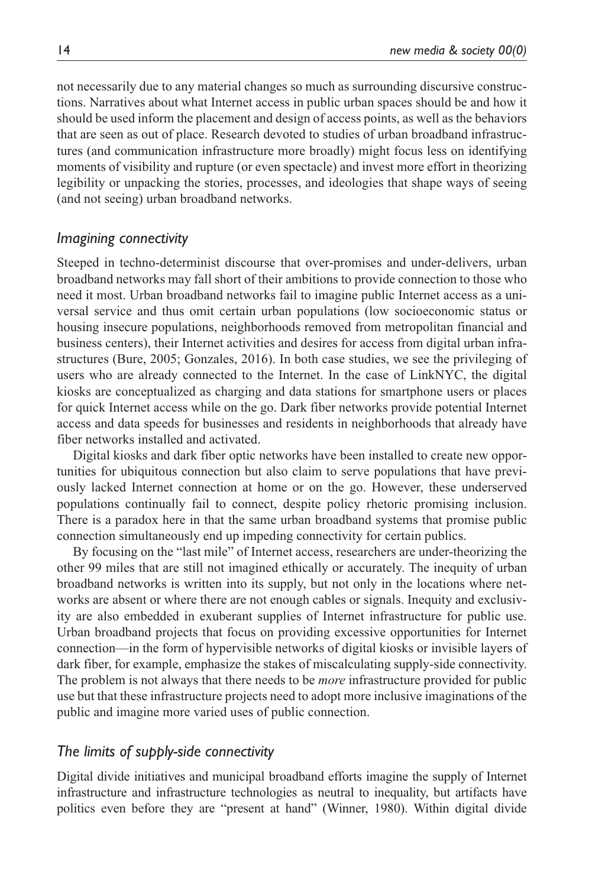not necessarily due to any material changes so much as surrounding discursive constructions. Narratives about what Internet access in public urban spaces should be and how it should be used inform the placement and design of access points, as well as the behaviors that are seen as out of place. Research devoted to studies of urban broadband infrastructures (and communication infrastructure more broadly) might focus less on identifying moments of visibility and rupture (or even spectacle) and invest more effort in theorizing legibility or unpacking the stories, processes, and ideologies that shape ways of seeing (and not seeing) urban broadband networks.

### *Imagining connectivity*

Steeped in techno-determinist discourse that over-promises and under-delivers, urban broadband networks may fall short of their ambitions to provide connection to those who need it most. Urban broadband networks fail to imagine public Internet access as a universal service and thus omit certain urban populations (low socioeconomic status or housing insecure populations, neighborhoods removed from metropolitan financial and business centers), their Internet activities and desires for access from digital urban infrastructures (Bure, 2005; Gonzales, 2016). In both case studies, we see the privileging of users who are already connected to the Internet. In the case of LinkNYC, the digital kiosks are conceptualized as charging and data stations for smartphone users or places for quick Internet access while on the go. Dark fiber networks provide potential Internet access and data speeds for businesses and residents in neighborhoods that already have fiber networks installed and activated.

Digital kiosks and dark fiber optic networks have been installed to create new opportunities for ubiquitous connection but also claim to serve populations that have previously lacked Internet connection at home or on the go. However, these underserved populations continually fail to connect, despite policy rhetoric promising inclusion. There is a paradox here in that the same urban broadband systems that promise public connection simultaneously end up impeding connectivity for certain publics.

By focusing on the "last mile" of Internet access, researchers are under-theorizing the other 99 miles that are still not imagined ethically or accurately. The inequity of urban broadband networks is written into its supply, but not only in the locations where networks are absent or where there are not enough cables or signals. Inequity and exclusivity are also embedded in exuberant supplies of Internet infrastructure for public use. Urban broadband projects that focus on providing excessive opportunities for Internet connection—in the form of hypervisible networks of digital kiosks or invisible layers of dark fiber, for example, emphasize the stakes of miscalculating supply-side connectivity. The problem is not always that there needs to be *more* infrastructure provided for public use but that these infrastructure projects need to adopt more inclusive imaginations of the public and imagine more varied uses of public connection.

### *The limits of supply-side connectivity*

Digital divide initiatives and municipal broadband efforts imagine the supply of Internet infrastructure and infrastructure technologies as neutral to inequality, but artifacts have politics even before they are "present at hand" (Winner, 1980). Within digital divide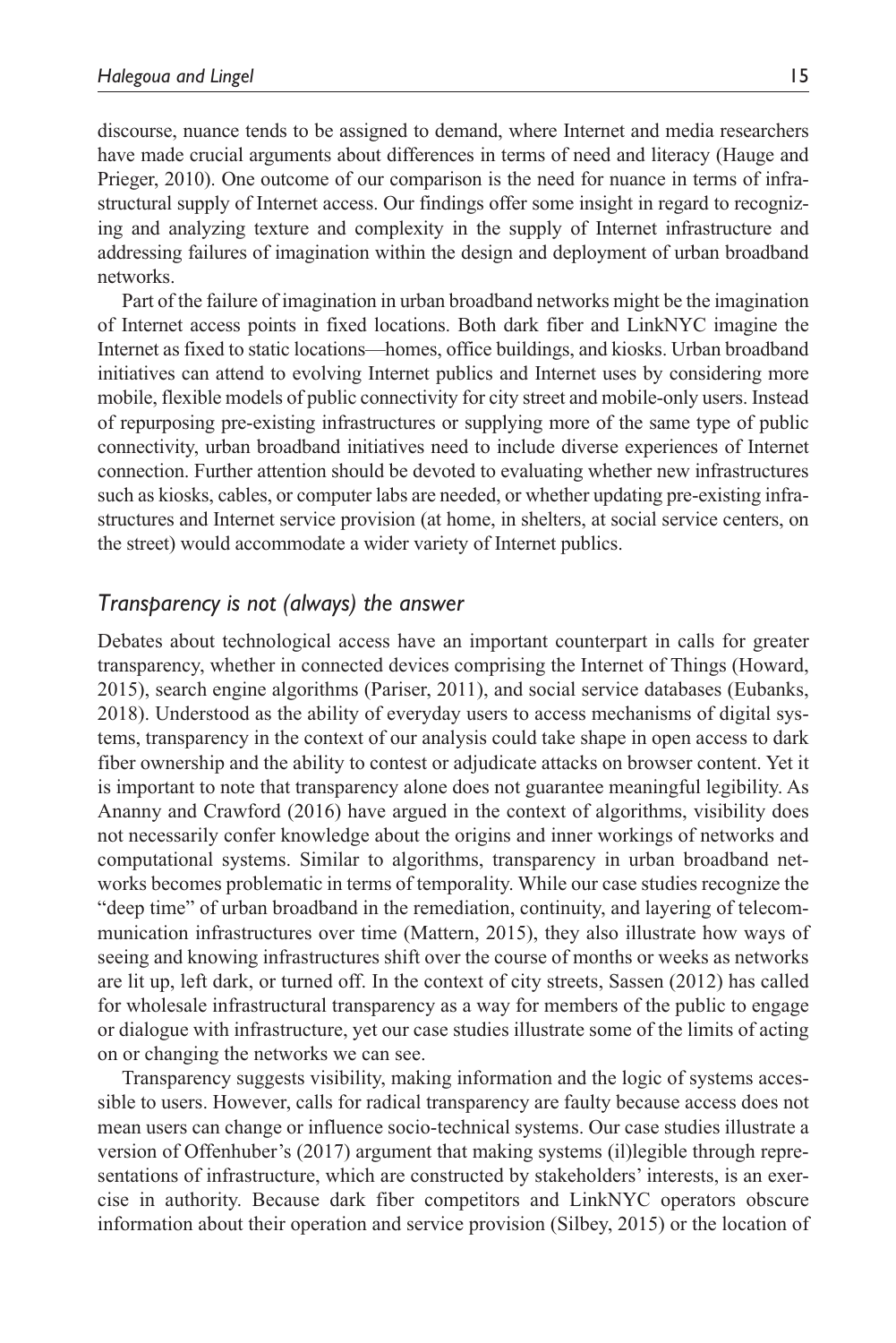discourse, nuance tends to be assigned to demand, where Internet and media researchers have made crucial arguments about differences in terms of need and literacy (Hauge and Prieger, 2010). One outcome of our comparison is the need for nuance in terms of infrastructural supply of Internet access. Our findings offer some insight in regard to recognizing and analyzing texture and complexity in the supply of Internet infrastructure and addressing failures of imagination within the design and deployment of urban broadband networks.

Part of the failure of imagination in urban broadband networks might be the imagination of Internet access points in fixed locations. Both dark fiber and LinkNYC imagine the Internet as fixed to static locations—homes, office buildings, and kiosks. Urban broadband initiatives can attend to evolving Internet publics and Internet uses by considering more mobile, flexible models of public connectivity for city street and mobile-only users. Instead of repurposing pre-existing infrastructures or supplying more of the same type of public connectivity, urban broadband initiatives need to include diverse experiences of Internet connection. Further attention should be devoted to evaluating whether new infrastructures such as kiosks, cables, or computer labs are needed, or whether updating pre-existing infrastructures and Internet service provision (at home, in shelters, at social service centers, on the street) would accommodate a wider variety of Internet publics.

## *Transparency is not (always) the answer*

Debates about technological access have an important counterpart in calls for greater transparency, whether in connected devices comprising the Internet of Things (Howard, 2015), search engine algorithms (Pariser, 2011), and social service databases (Eubanks, 2018). Understood as the ability of everyday users to access mechanisms of digital systems, transparency in the context of our analysis could take shape in open access to dark fiber ownership and the ability to contest or adjudicate attacks on browser content. Yet it is important to note that transparency alone does not guarantee meaningful legibility. As Ananny and Crawford (2016) have argued in the context of algorithms, visibility does not necessarily confer knowledge about the origins and inner workings of networks and computational systems. Similar to algorithms, transparency in urban broadband networks becomes problematic in terms of temporality. While our case studies recognize the "deep time" of urban broadband in the remediation, continuity, and layering of telecommunication infrastructures over time (Mattern, 2015), they also illustrate how ways of seeing and knowing infrastructures shift over the course of months or weeks as networks are lit up, left dark, or turned off. In the context of city streets, Sassen (2012) has called for wholesale infrastructural transparency as a way for members of the public to engage or dialogue with infrastructure, yet our case studies illustrate some of the limits of acting on or changing the networks we can see.

Transparency suggests visibility, making information and the logic of systems accessible to users. However, calls for radical transparency are faulty because access does not mean users can change or influence socio-technical systems. Our case studies illustrate a version of Offenhuber's (2017) argument that making systems (il)legible through representations of infrastructure, which are constructed by stakeholders' interests, is an exercise in authority. Because dark fiber competitors and LinkNYC operators obscure information about their operation and service provision (Silbey, 2015) or the location of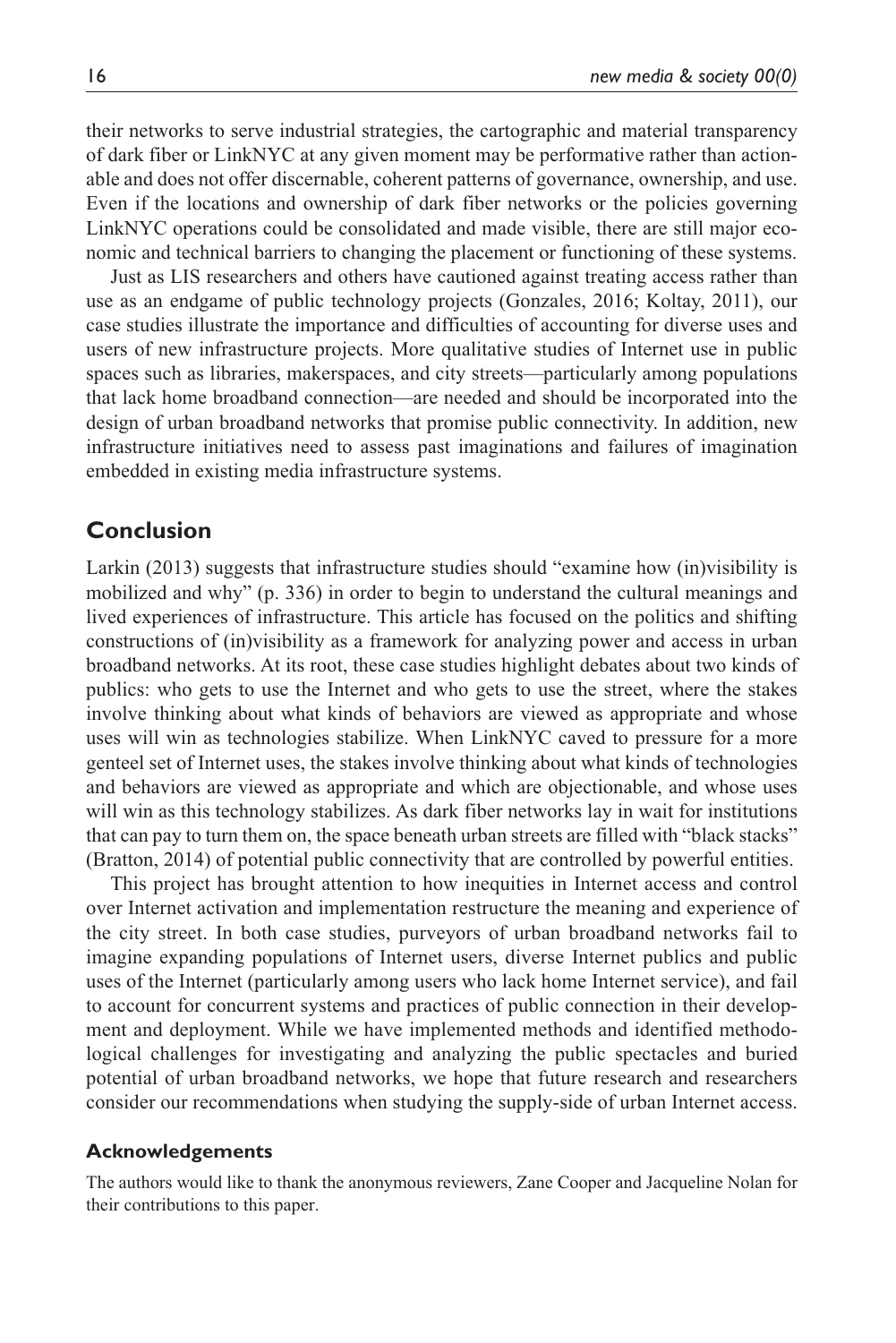their networks to serve industrial strategies, the cartographic and material transparency of dark fiber or LinkNYC at any given moment may be performative rather than actionable and does not offer discernable, coherent patterns of governance, ownership, and use. Even if the locations and ownership of dark fiber networks or the policies governing LinkNYC operations could be consolidated and made visible, there are still major economic and technical barriers to changing the placement or functioning of these systems.

Just as LIS researchers and others have cautioned against treating access rather than use as an endgame of public technology projects (Gonzales, 2016; Koltay, 2011), our case studies illustrate the importance and difficulties of accounting for diverse uses and users of new infrastructure projects. More qualitative studies of Internet use in public spaces such as libraries, makerspaces, and city streets—particularly among populations that lack home broadband connection—are needed and should be incorporated into the design of urban broadband networks that promise public connectivity. In addition, new infrastructure initiatives need to assess past imaginations and failures of imagination embedded in existing media infrastructure systems.

## Conclusion

Larkin (2013) suggests that infrastructure studies should "examine how (in)visibility is mobilized and why" (p. 336) in order to begin to understand the cultural meanings and lived experiences of infrastructure. This article has focused on the politics and shifting constructions of (in)visibility as a framework for analyzing power and access in urban broadband networks. At its root, these case studies highlight debates about two kinds of publics: who gets to use the Internet and who gets to use the street, where the stakes involve thinking about what kinds of behaviors are viewed as appropriate and whose uses will win as technologies stabilize. When LinkNYC caved to pressure for a more genteel set of Internet uses, the stakes involve thinking about what kinds of technologies and behaviors are viewed as appropriate and which are objectionable, and whose uses will win as this technology stabilizes. As dark fiber networks lay in wait for institutions that can pay to turn them on, the space beneath urban streets are filled with "black stacks" (Bratton, 2014) of potential public connectivity that are controlled by powerful entities.

This project has brought attention to how inequities in Internet access and control over Internet activation and implementation restructure the meaning and experience of the city street. In both case studies, purveyors of urban broadband networks fail to imagine expanding populations of Internet users, diverse Internet publics and public uses of the Internet (particularly among users who lack home Internet service), and fail to account for concurrent systems and practices of public connection in their development and deployment. While we have implemented methods and identified methodological challenges for investigating and analyzing the public spectacles and buried potential of urban broadband networks, we hope that future research and researchers consider our recommendations when studying the supply-side of urban Internet access.

### Acknowledgements

The authors would like to thank the anonymous reviewers, Zane Cooper and Jacqueline Nolan for their contributions to this paper.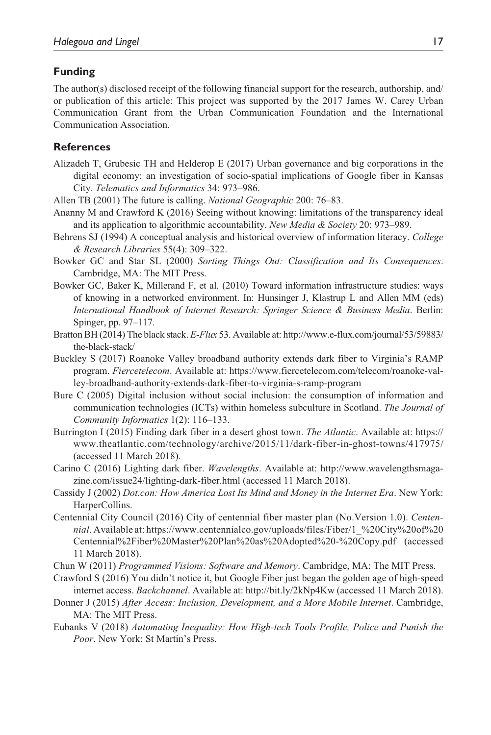## Funding

The author(s) disclosed receipt of the following financial support for the research, authorship, and/or publication of this article: This project was supported by the 2017 James W. Carey Urban Communication Grant from the Urban Communication Foundation and the International Communication Association.

## References

Alizadeh T, Grubesic TH and Helderop E (2017) Urban governance and big corporations in the digital economy: an investigation of socio-spatial implications of Google fiber in Kansas City. *Telematics and Informatics* 34: 973–986.

Allen TB (2001) The future is calling. *National Geographic* 200: 76–83.

Ananny M and Crawford K (2016) Seeing without knowing: limitations of the transparency ideal and its application to algorithmic accountability. *New Media & Society* 20: 973–989.

Behrens SJ (1994) A conceptual analysis and historical overview of information literacy. *College & Research Libraries* 55(4): 309–322.

Bowker GC and Star SL (2000) *Sorting Things Out: Classification and Its Consequences*. Cambridge, MA: The MIT Press.

Bowker GC, Baker K, Millerand F, et al. (2010) Toward information infrastructure studies: ways of knowing in a networked environment. In: Hunsinger J, Klastrup L and Allen MM (eds) *International Handbook of Internet Research: Springer Science & Business Media*. Berlin: Spinger, pp. 97–117.

Bratton BH (2014) The black stack. *E-Flux* 53. Available at: http://www.e-flux.com/journal/53/59883/the-black-stack/

Buckley S (2017) Roanoke Valley broadband authority extends dark fiber to Virginia's RAMP program. *Fiercetelecom*. Available at: https://www.fiercetelecom.com/telecom/roanoke-valley-broadband-authority-extends-dark-fiber-to-virginia-s-ramp-program

Bure C (2005) Digital inclusion without social inclusion: the consumption of information and communication technologies (ICTs) within homeless subculture in Scotland. *The Journal of Community Informatics* 1(2): 116–133.

Burrington I (2015) Finding dark fiber in a desert ghost town. *The Atlantic*. Available at: https://www.theatlantic.com/technology/archive/2015/11/dark-fiber-in-ghost-towns/417975/ (accessed 11 March 2018).

Carino C (2016) Lighting dark fiber. *Wavelengths*. Available at: http://www.wavelengthsmagazine.com/issue24/lighting-dark-fiber.html (accessed 11 March 2018).

Cassidy J (2002) *Dot.con: How America Lost Its Mind and Money in the Internet Era*. New York: HarperCollins.

Centennial City Council (2016) City of centennial fiber master plan (No.Version 1.0). *Centennial*. Available at: https://www.centennialco.gov/uploads/files/Fiber/1_%20City%20of%20Centennial%2Fiber%20Master%20Plan%20as%20Adopted%20-%20Copy.pdf (accessed 11 March 2018).

Chun W (2011) *Programmed Visions: Software and Memory*. Cambridge, MA: The MIT Press.

Crawford S (2016) You didn't notice it, but Google Fiber just began the golden age of high-speed internet access. *Backchannel*. Available at: http://bit.ly/2kNp4Kw (accessed 11 March 2018).

Donner J (2015) *After Access: Inclusion, Development, and a More Mobile Internet*. Cambridge, MA: The MIT Press.

Eubanks V (2018) *Automating Inequality: How High-tech Tools Profile, Police and Punish the Poor*. New York: St Martin's Press.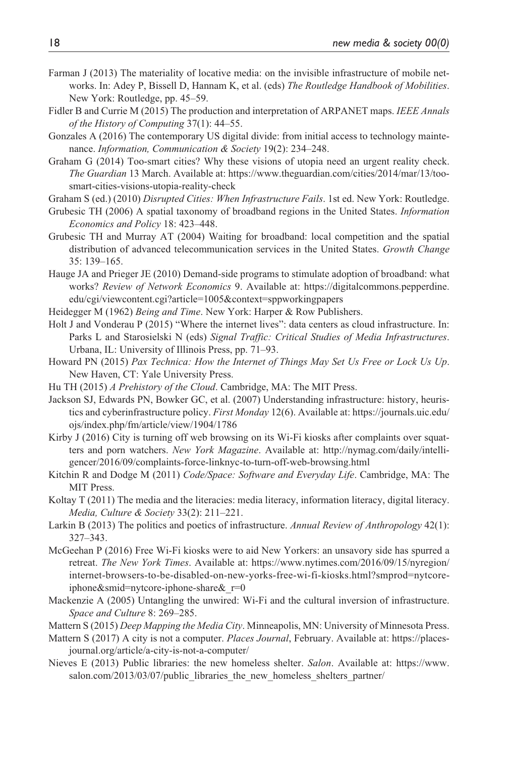Farman J (2013) The materiality of locative media: on the invisible infrastructure of mobile networks. In: Adey P, Bissell D, Hannam K, et al. (eds) *The Routledge Handbook of Mobilities*. New York: Routledge, pp. 45–59.

Fidler B and Currie M (2015) The production and interpretation of ARPANET maps. *IEEE Annals of the History of Computing* 37(1): 44–55.

Gonzales A (2016) The contemporary US digital divide: from initial access to technology maintenance. *Information, Communication & Society* 19(2): 234–248.

Graham G (2014) Too-smart cities? Why these visions of utopia need an urgent reality check. *The Guardian* 13 March. Available at: https://www.theguardian.com/cities/2014/mar/13/too-smart-cities-visions-utopia-reality-check

Graham S (ed.) (2010) *Disrupted Cities: When Infrastructure Fails*. 1st ed. New York: Routledge.

Grubesic TH (2006) A spatial taxonomy of broadband regions in the United States. *Information Economics and Policy* 18: 423–448.

Grubesic TH and Murray AT (2004) Waiting for broadband: local competition and the spatial distribution of advanced telecommunication services in the United States. *Growth Change* 35: 139–165.

Hauge JA and Prieger JE (2010) Demand-side programs to stimulate adoption of broadband: what works? *Review of Network Economics* 9. Available at: https://digitalcommons.pepperdine.edu/cgi/viewcontent.cgi?article=1005&context=sppworkingpapers

Heidegger M (1962) *Being and Time*. New York: Harper & Row Publishers.

Holt J and Vonderau P (2015) "Where the internet lives": data centers as cloud infrastructure. In: Parks L and Starosielski N (eds) *Signal Traffic: Critical Studies of Media Infrastructures*. Urbana, IL: University of Illinois Press, pp. 71–93.

Howard PN (2015) *Pax Technica: How the Internet of Things May Set Us Free or Lock Us Up*. New Haven, CT: Yale University Press.

Hu TH (2015) *A Prehistory of the Cloud*. Cambridge, MA: The MIT Press.

Jackson SJ, Edwards PN, Bowker GC, et al. (2007) Understanding infrastructure: history, heuristics and cyberinfrastructure policy. *First Monday* 12(6). Available at: https://journals.uic.edu/ojs/index.php/fm/article/view/1904/1786

Kirby J (2016) City is turning off web browsing on its Wi-Fi kiosks after complaints over squatters and porn watchers. *New York Magazine*. Available at: http://nymag.com/daily/intelligencer/2016/09/complaints-force-linknyc-to-turn-off-web-browsing.html

Kitchin R and Dodge M (2011) *Code/Space: Software and Everyday Life*. Cambridge, MA: The MIT Press.

Koltay T (2011) The media and the literacies: media literacy, information literacy, digital literacy. *Media, Culture & Society* 33(2): 211–221.

Larkin B (2013) The politics and poetics of infrastructure. *Annual Review of Anthropology* 42(1): 327–343.

McGeehan P (2016) Free Wi-Fi kiosks were to aid New Yorkers: an unsavory side has spurred a retreat. *The New York Times*. Available at: https://www.nytimes.com/2016/09/15/nyregion/internet-browsers-to-be-disabled-on-new-yorks-free-wi-fi-kiosks.html?smprod=nytcore-iphone&smid=nytcore-iphone-share&_r=0

Mackenzie A (2005) Untangling the unwired: Wi-Fi and the cultural inversion of infrastructure. *Space and Culture* 8: 269–285.

Mattern S (2015) *Deep Mapping the Media City*. Minneapolis, MN: University of Minnesota Press.

Mattern S (2017) A city is not a computer. *Places Journal*, February. Available at: https://placesjournal.org/article/a-city-is-not-a-computer/

Nieves E (2013) Public libraries: the new homeless shelter. *Salon*. Available at: https://www.salon.com/2013/03/07/public_libraries_the_new_homeless_shelters_partner/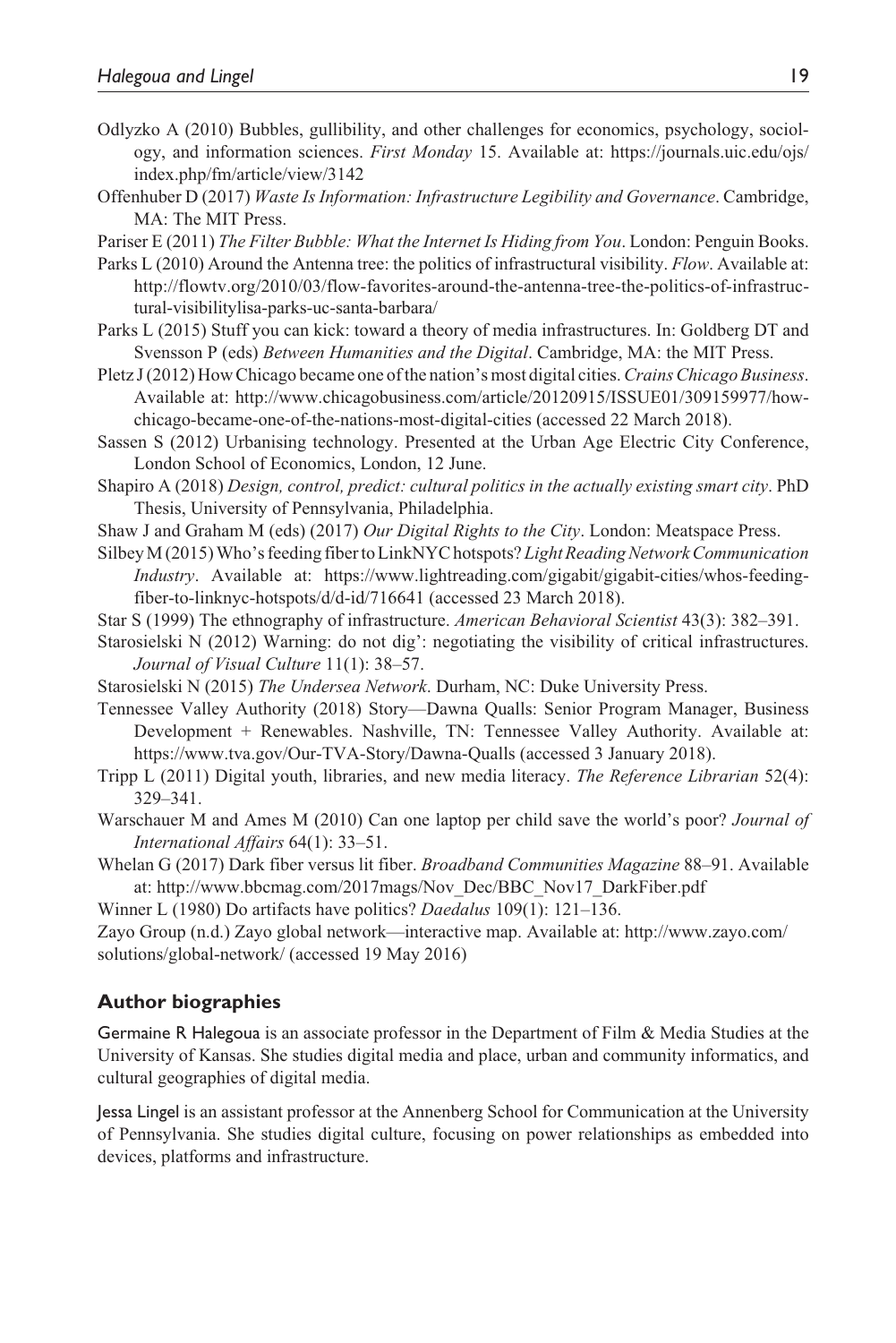Odlyzko A (2010) Bubbles, gullibility, and other challenges for economics, psychology, sociology, and information sciences. *First Monday* 15. Available at: https://journals.uic.edu/ojs/index.php/fm/article/view/3142

Offenhuber D (2017) *Waste Is Information: Infrastructure Legibility and Governance*. Cambridge, MA: The MIT Press.

Pariser E (2011) *The Filter Bubble: What the Internet Is Hiding from You*. London: Penguin Books.

Parks L (2010) Around the Antenna tree: the politics of infrastructural visibility. *Flow*. Available at: http://flowtv.org/2010/03/flow-favorites-around-the-antenna-tree-the-politics-of-infrastructural-visibilitylisa-parks-uc-santa-barbara/

Parks L (2015) Stuff you can kick: toward a theory of media infrastructures. In: Goldberg DT and Svensson P (eds) *Between Humanities and the Digital*. Cambridge, MA: the MIT Press.

Pletz J (2012) How Chicago became one of the nation's most digital cities. *Crains Chicago Business*. Available at: http://www.chicagobusiness.com/article/20120915/ISSUE01/309159977/how-chicago-became-one-of-the-nations-most-digital-cities (accessed 22 March 2018).

Sassen S (2012) Urbanising technology. Presented at the Urban Age Electric City Conference, London School of Economics, London, 12 June.

Shapiro A (2018) *Design, control, predict: cultural politics in the actually existing smart city*. PhD Thesis, University of Pennsylvania, Philadelphia.

Shaw J and Graham M (eds) (2017) *Our Digital Rights to the City*. London: Meatspace Press.

Silbey M (2015) Who's feeding fiber to LinkNYC hotspots? *Light Reading Network Communication Industry*. Available at: https://www.lightreading.com/gigabit/gigabit-cities/whos-feeding-fiber-to-linknyc-hotspots/d/d-id/716641 (accessed 23 March 2018).

Star S (1999) The ethnography of infrastructure. *American Behavioral Scientist* 43(3): 382–391.

Starosielski N (2012) Warning: do not dig': negotiating the visibility of critical infrastructures. *Journal of Visual Culture* 11(1): 38–57.

Starosielski N (2015) *The Undersea Network*. Durham, NC: Duke University Press.

Tennessee Valley Authority (2018) Story—Dawna Qualls: Senior Program Manager, Business Development + Renewables. Nashville, TN: Tennessee Valley Authority. Available at: https://www.tva.gov/Our-TVA-Story/Dawna-Qualls (accessed 3 January 2018).

Tripp L (2011) Digital youth, libraries, and new media literacy. *The Reference Librarian* 52(4): 329–341.

Warschauer M and Ames M (2010) Can one laptop per child save the world's poor? *Journal of International Affairs* 64(1): 33–51.

Whelan G (2017) Dark fiber versus lit fiber. *Broadband Communities Magazine* 88–91. Available at: http://www.bbcmag.com/2017mags/Nov_Dec/BBC_Nov17_DarkFiber.pdf

Winner L (1980) Do artifacts have politics? *Daedalus* 109(1): 121–136.

Zayo Group (n.d.) Zayo global network—interactive map. Available at: http://www.zayo.com/solutions/global-network/ (accessed 19 May 2016)

## Author biographies

Germaine R Halegoua is an associate professor in the Department of Film & Media Studies at the University of Kansas. She studies digital media and place, urban and community informatics, and cultural geographies of digital media.

Jessa Lingel is an assistant professor at the Annenberg School for Communication at the University of Pennsylvania. She studies digital culture, focusing on power relationships as embedded into devices, platforms and infrastructure.